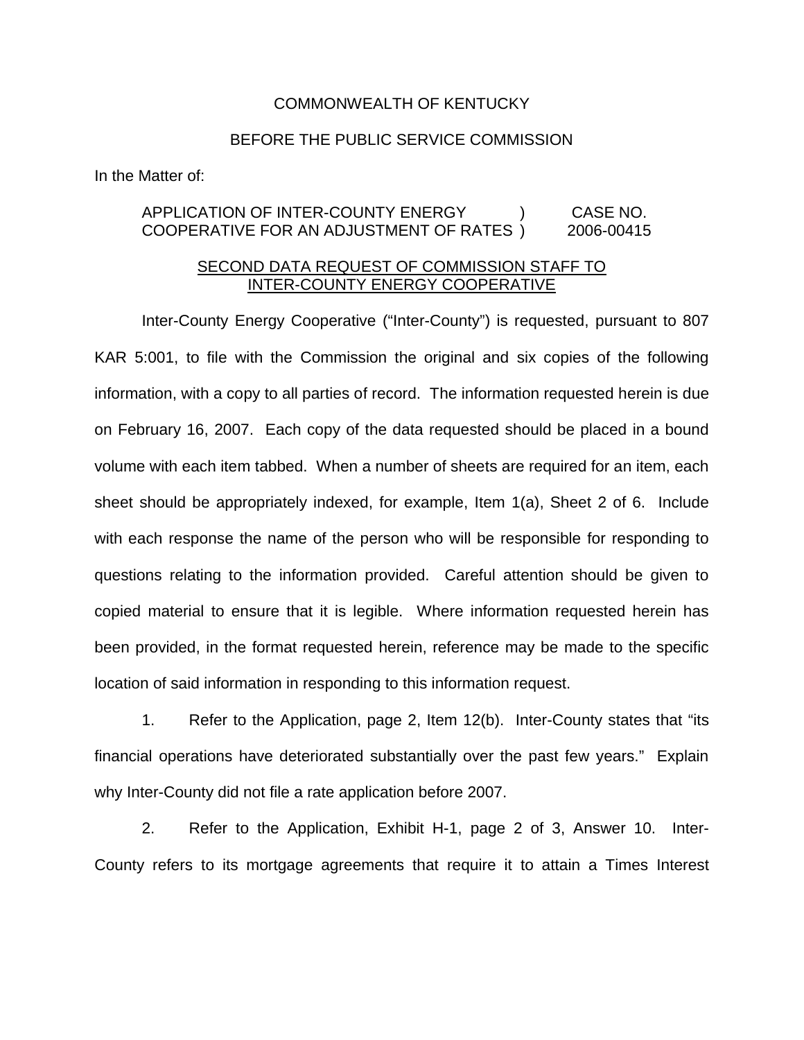COMMONWEALTH OF KENTUCKY

BEFORE THE PUBLIC SERVICE COMMISSION

In the Matter of:

| | | |
|---|---|---|
| APPLICATION OF INTER-COUNTY ENERGY COOPERATIVE FOR AN ADJUSTMENT OF RATES | ) ) | CASE NO. 2006-00415 |

SECOND DATA REQUEST OF COMMISSION STAFF TO INTER-COUNTY ENERGY COOPERATIVE

Inter-County Energy Cooperative ("Inter-County") is requested, pursuant to 807 KAR 5:001, to file with the Commission the original and six copies of the following information, with a copy to all parties of record. The information requested herein is due on February 16, 2007. Each copy of the data requested should be placed in a bound volume with each item tabbed. When a number of sheets are required for an item, each sheet should be appropriately indexed, for example, Item 1(a), Sheet 2 of 6. Include with each response the name of the person who will be responsible for responding to questions relating to the information provided. Careful attention should be given to copied material to ensure that it is legible. Where information requested herein has been provided, in the format requested herein, reference may be made to the specific location of said information in responding to this information request.

1. Refer to the Application, page 2, Item 12(b). Inter-County states that "its financial operations have deteriorated substantially over the past few years." Explain why Inter-County did not file a rate application before 2007.

2. Refer to the Application, Exhibit H-1, page 2 of 3, Answer 10. Inter-County refers to its mortgage agreements that require it to attain a Times Interest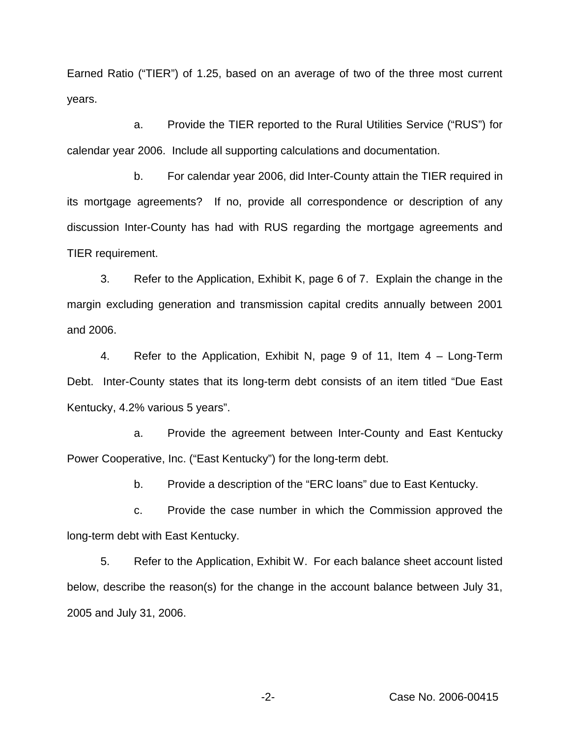Earned Ratio (“TIER”) of 1.25, based on an average of two of the three most current years.

a. Provide the TIER reported to the Rural Utilities Service (“RUS”) for calendar year 2006. Include all supporting calculations and documentation.

b. For calendar year 2006, did Inter-County attain the TIER required in its mortgage agreements? If no, provide all correspondence or description of any discussion Inter-County has had with RUS regarding the mortgage agreements and TIER requirement.

3. Refer to the Application, Exhibit K, page 6 of 7. Explain the change in the margin excluding generation and transmission capital credits annually between 2001 and 2006.

4. Refer to the Application, Exhibit N, page 9 of 11, Item 4 – Long-Term Debt. Inter-County states that its long-term debt consists of an item titled “Due East Kentucky, 4.2% various 5 years”.

a. Provide the agreement between Inter-County and East Kentucky Power Cooperative, Inc. (“East Kentucky”) for the long-term debt.

b. Provide a description of the “ERC loans” due to East Kentucky.

c. Provide the case number in which the Commission approved the long-term debt with East Kentucky.

5. Refer to the Application, Exhibit W. For each balance sheet account listed below, describe the reason(s) for the change in the account balance between July 31, 2005 and July 31, 2006.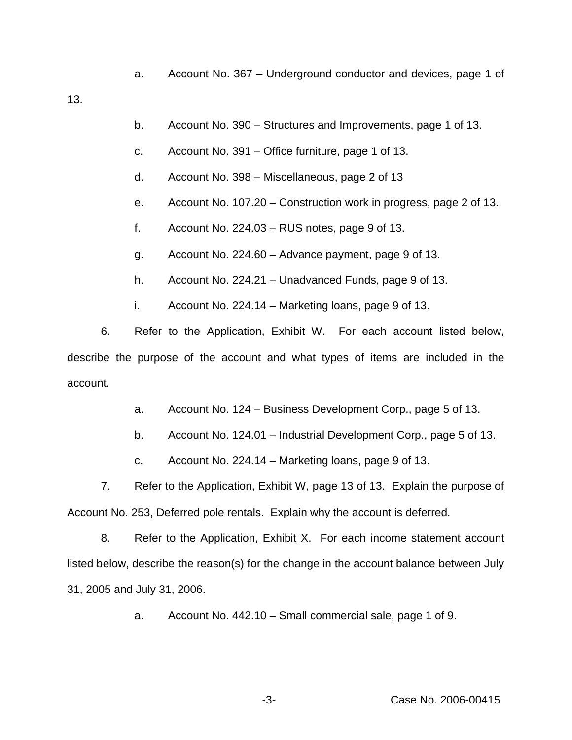a. Account No. 367 – Underground conductor and devices, page 1 of 13.

b. Account No. 390 – Structures and Improvements, page 1 of 13.

c. Account No. 391 – Office furniture, page 1 of 13.

d. Account No. 398 – Miscellaneous, page 2 of 13

e. Account No. 107.20 – Construction work in progress, page 2 of 13.

f. Account No. 224.03 – RUS notes, page 9 of 13.

g. Account No. 224.60 – Advance payment, page 9 of 13.

h. Account No. 224.21 – Unadvanced Funds, page 9 of 13.

i. Account No. 224.14 – Marketing loans, page 9 of 13.

6. Refer to the Application, Exhibit W. For each account listed below, describe the purpose of the account and what types of items are included in the account.

a. Account No. 124 – Business Development Corp., page 5 of 13.

b. Account No. 124.01 – Industrial Development Corp., page 5 of 13.

c. Account No. 224.14 – Marketing loans, page 9 of 13.

7. Refer to the Application, Exhibit W, page 13 of 13. Explain the purpose of Account No. 253, Deferred pole rentals. Explain why the account is deferred.

8. Refer to the Application, Exhibit X. For each income statement account listed below, describe the reason(s) for the change in the account balance between July 31, 2005 and July 31, 2006.

a. Account No. 442.10 – Small commercial sale, page 1 of 9.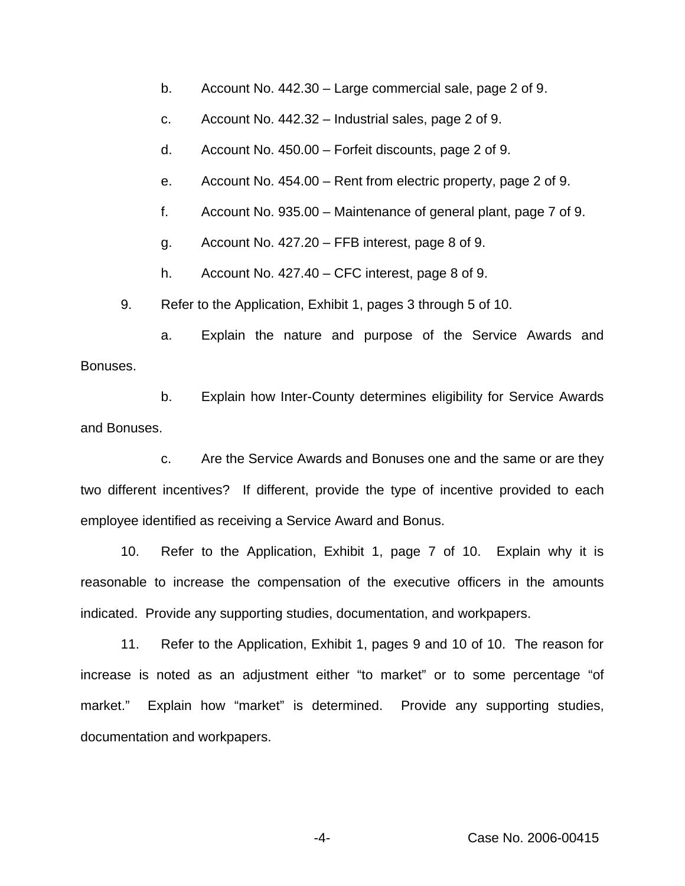b. Account No. 442.30 – Large commercial sale, page 2 of 9.

c. Account No. 442.32 – Industrial sales, page 2 of 9.

d. Account No. 450.00 – Forfeit discounts, page 2 of 9.

e. Account No. 454.00 – Rent from electric property, page 2 of 9.

f. Account No. 935.00 – Maintenance of general plant, page 7 of 9.

g. Account No. 427.20 – FFB interest, page 8 of 9.

h. Account No. 427.40 – CFC interest, page 8 of 9.

9. Refer to the Application, Exhibit 1, pages 3 through 5 of 10.

a. Explain the nature and purpose of the Service Awards and Bonuses.

b. Explain how Inter-County determines eligibility for Service Awards and Bonuses.

c. Are the Service Awards and Bonuses one and the same or are they two different incentives? If different, provide the type of incentive provided to each employee identified as receiving a Service Award and Bonus.

10. Refer to the Application, Exhibit 1, page 7 of 10. Explain why it is reasonable to increase the compensation of the executive officers in the amounts indicated. Provide any supporting studies, documentation, and workpapers.

11. Refer to the Application, Exhibit 1, pages 9 and 10 of 10. The reason for increase is noted as an adjustment either "to market" or to some percentage "of market." Explain how "market" is determined. Provide any supporting studies, documentation and workpapers.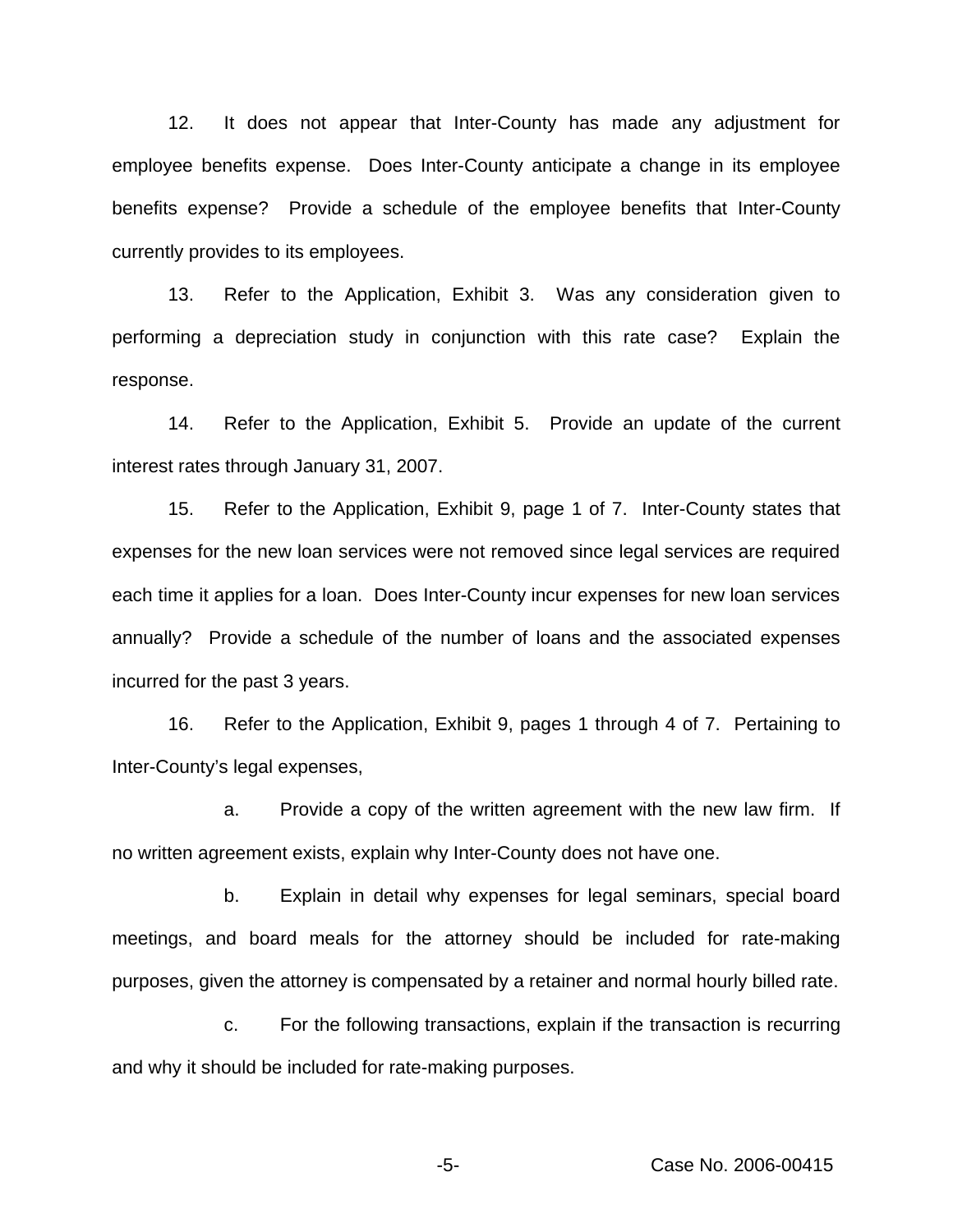12. It does not appear that Inter-County has made any adjustment for employee benefits expense. Does Inter-County anticipate a change in its employee benefits expense? Provide a schedule of the employee benefits that Inter-County currently provides to its employees.

13. Refer to the Application, Exhibit 3. Was any consideration given to performing a depreciation study in conjunction with this rate case? Explain the response.

14. Refer to the Application, Exhibit 5. Provide an update of the current interest rates through January 31, 2007.

15. Refer to the Application, Exhibit 9, page 1 of 7. Inter-County states that expenses for the new loan services were not removed since legal services are required each time it applies for a loan. Does Inter-County incur expenses for new loan services annually? Provide a schedule of the number of loans and the associated expenses incurred for the past 3 years.

16. Refer to the Application, Exhibit 9, pages 1 through 4 of 7. Pertaining to Inter-County's legal expenses,

a. Provide a copy of the written agreement with the new law firm. If no written agreement exists, explain why Inter-County does not have one.

b. Explain in detail why expenses for legal seminars, special board meetings, and board meals for the attorney should be included for rate-making purposes, given the attorney is compensated by a retainer and normal hourly billed rate.

c. For the following transactions, explain if the transaction is recurring and why it should be included for rate-making purposes.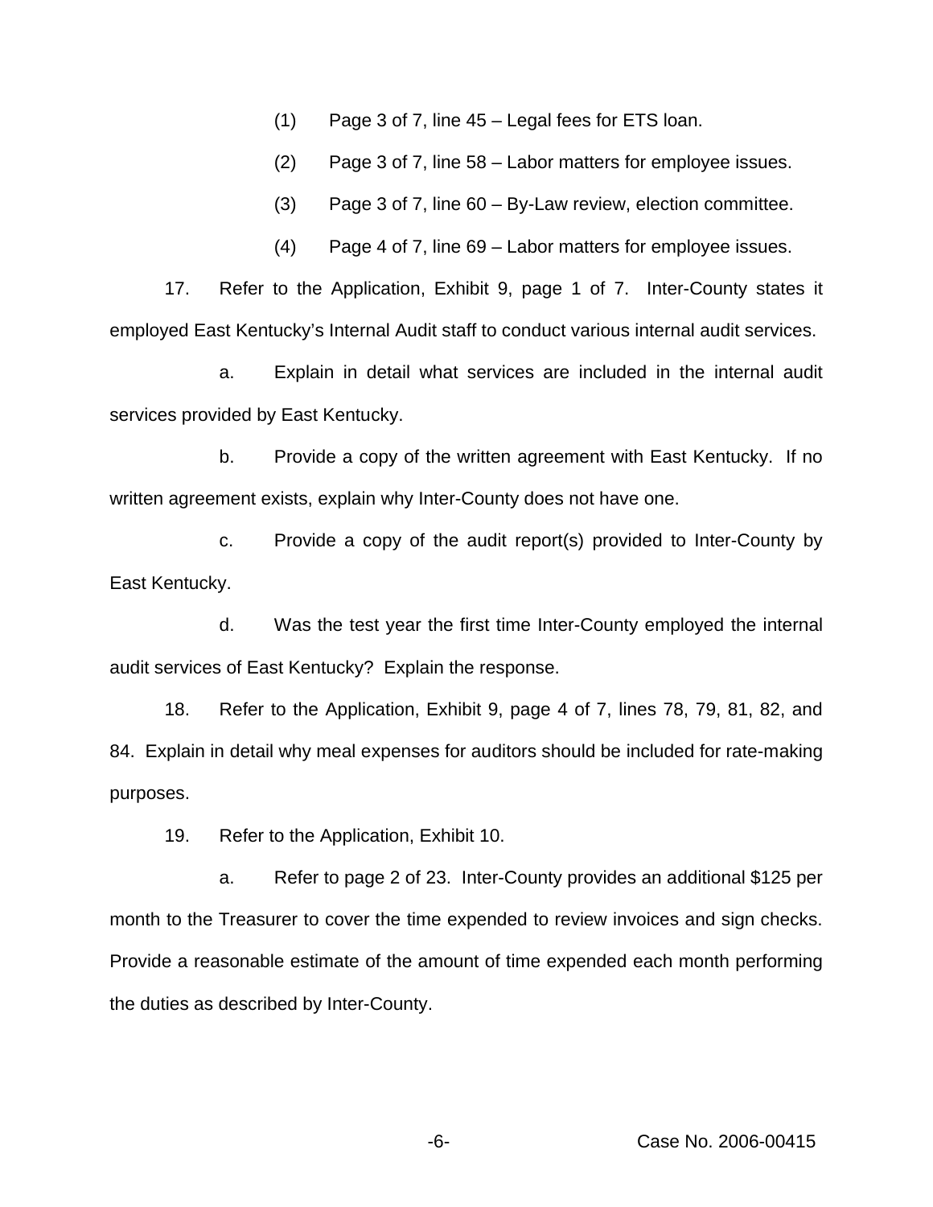(1) Page 3 of 7, line 45 – Legal fees for ETS loan.

(2) Page 3 of 7, line 58 – Labor matters for employee issues.

(3) Page 3 of 7, line 60 – By-Law review, election committee.

(4) Page 4 of 7, line 69 – Labor matters for employee issues.

17. Refer to the Application, Exhibit 9, page 1 of 7. Inter-County states it employed East Kentucky's Internal Audit staff to conduct various internal audit services.

a. Explain in detail what services are included in the internal audit services provided by East Kentucky.

b. Provide a copy of the written agreement with East Kentucky. If no written agreement exists, explain why Inter-County does not have one.

c. Provide a copy of the audit report(s) provided to Inter-County by East Kentucky.

d. Was the test year the first time Inter-County employed the internal audit services of East Kentucky? Explain the response.

18. Refer to the Application, Exhibit 9, page 4 of 7, lines 78, 79, 81, 82, and 84. Explain in detail why meal expenses for auditors should be included for rate-making purposes.

19. Refer to the Application, Exhibit 10.

a. Refer to page 2 of 23. Inter-County provides an additional $125 per month to the Treasurer to cover the time expended to review invoices and sign checks. Provide a reasonable estimate of the amount of time expended each month performing the duties as described by Inter-County.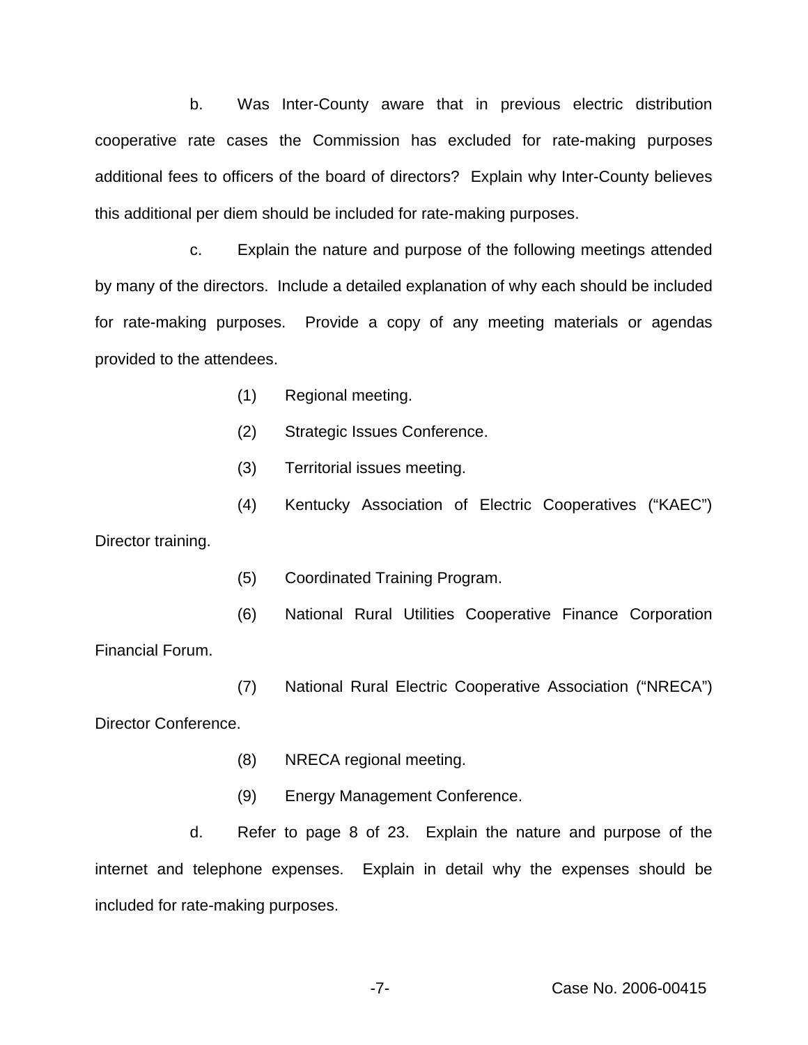b. Was Inter-County aware that in previous electric distribution cooperative rate cases the Commission has excluded for rate-making purposes additional fees to officers of the board of directors? Explain why Inter-County believes this additional per diem should be included for rate-making purposes.

c. Explain the nature and purpose of the following meetings attended by many of the directors. Include a detailed explanation of why each should be included for rate-making purposes. Provide a copy of any meeting materials or agendas provided to the attendees.

(1) Regional meeting.

(2) Strategic Issues Conference.

(3) Territorial issues meeting.

(4) Kentucky Association of Electric Cooperatives ("KAEC") Director training.

(5) Coordinated Training Program.

(6) National Rural Utilities Cooperative Finance Corporation Financial Forum.

(7) National Rural Electric Cooperative Association ("NRECA") Director Conference.

(8) NRECA regional meeting.

(9) Energy Management Conference.

d. Refer to page 8 of 23. Explain the nature and purpose of the internet and telephone expenses. Explain in detail why the expenses should be included for rate-making purposes.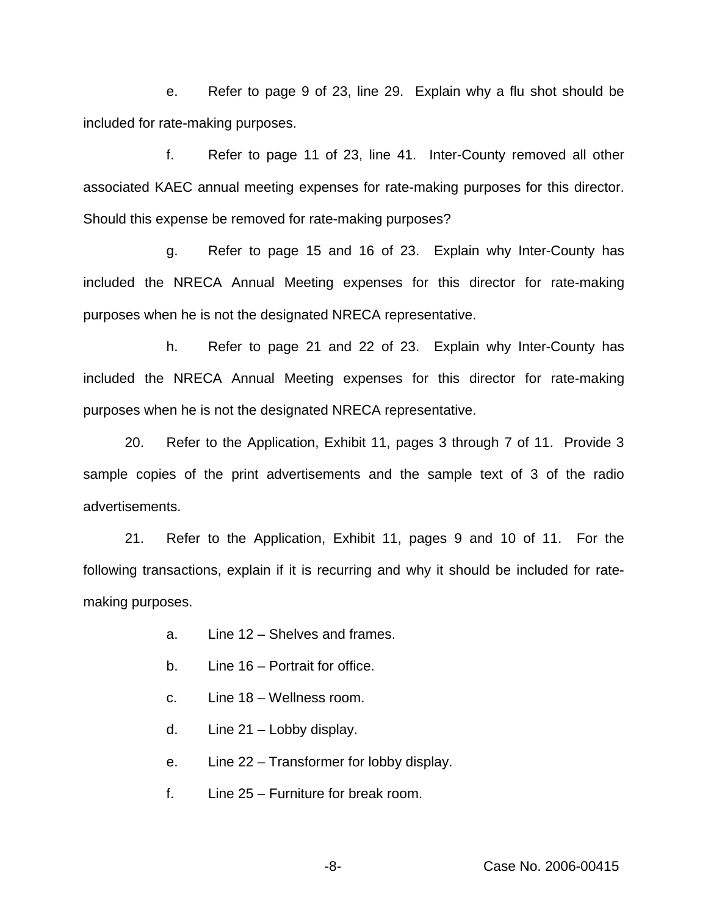e. Refer to page 9 of 23, line 29. Explain why a flu shot should be included for rate-making purposes.

f. Refer to page 11 of 23, line 41. Inter-County removed all other associated KAEC annual meeting expenses for rate-making purposes for this director. Should this expense be removed for rate-making purposes?

g. Refer to page 15 and 16 of 23. Explain why Inter-County has included the NRECA Annual Meeting expenses for this director for rate-making purposes when he is not the designated NRECA representative.

h. Refer to page 21 and 22 of 23. Explain why Inter-County has included the NRECA Annual Meeting expenses for this director for rate-making purposes when he is not the designated NRECA representative.

20. Refer to the Application, Exhibit 11, pages 3 through 7 of 11. Provide 3 sample copies of the print advertisements and the sample text of 3 of the radio advertisements.

21. Refer to the Application, Exhibit 11, pages 9 and 10 of 11. For the following transactions, explain if it is recurring and why it should be included for rate-making purposes.

a. Line 12 – Shelves and frames.

b. Line 16 – Portrait for office.

c. Line 18 – Wellness room.

d. Line 21 – Lobby display.

e. Line 22 – Transformer for lobby display.

f. Line 25 – Furniture for break room.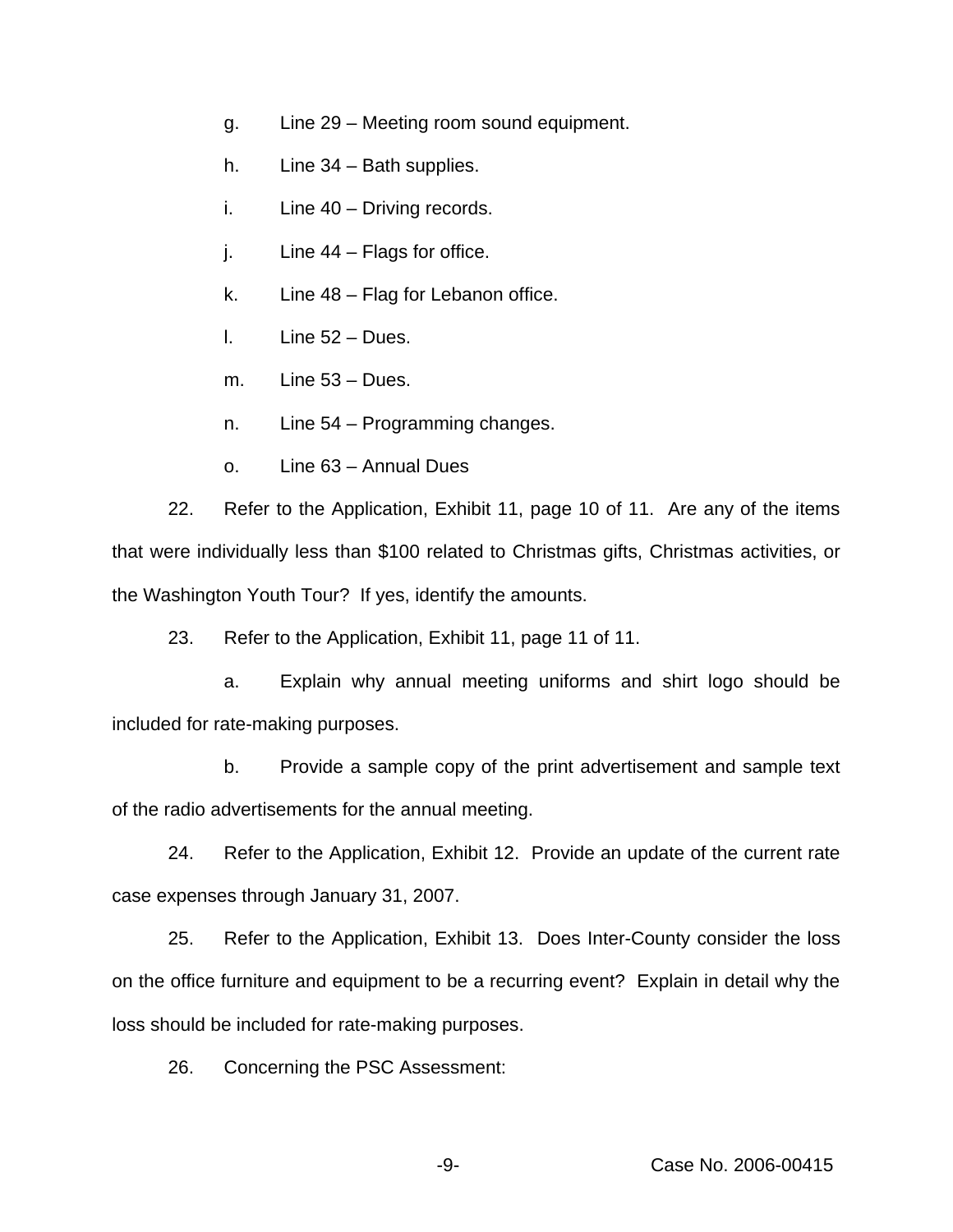g. Line 29 – Meeting room sound equipment.

h. Line 34 – Bath supplies.

i. Line 40 – Driving records.

j. Line 44 – Flags for office.

k. Line 48 – Flag for Lebanon office.

l. Line 52 – Dues.

m. Line 53 – Dues.

n. Line 54 – Programming changes.

o. Line 63 – Annual Dues

22. Refer to the Application, Exhibit 11, page 10 of 11. Are any of the items that were individually less than $100 related to Christmas gifts, Christmas activities, or the Washington Youth Tour? If yes, identify the amounts.

23. Refer to the Application, Exhibit 11, page 11 of 11.

a. Explain why annual meeting uniforms and shirt logo should be included for rate-making purposes.

b. Provide a sample copy of the print advertisement and sample text of the radio advertisements for the annual meeting.

24. Refer to the Application, Exhibit 12. Provide an update of the current rate case expenses through January 31, 2007.

25. Refer to the Application, Exhibit 13. Does Inter-County consider the loss on the office furniture and equipment to be a recurring event? Explain in detail why the loss should be included for rate-making purposes.

26. Concerning the PSC Assessment: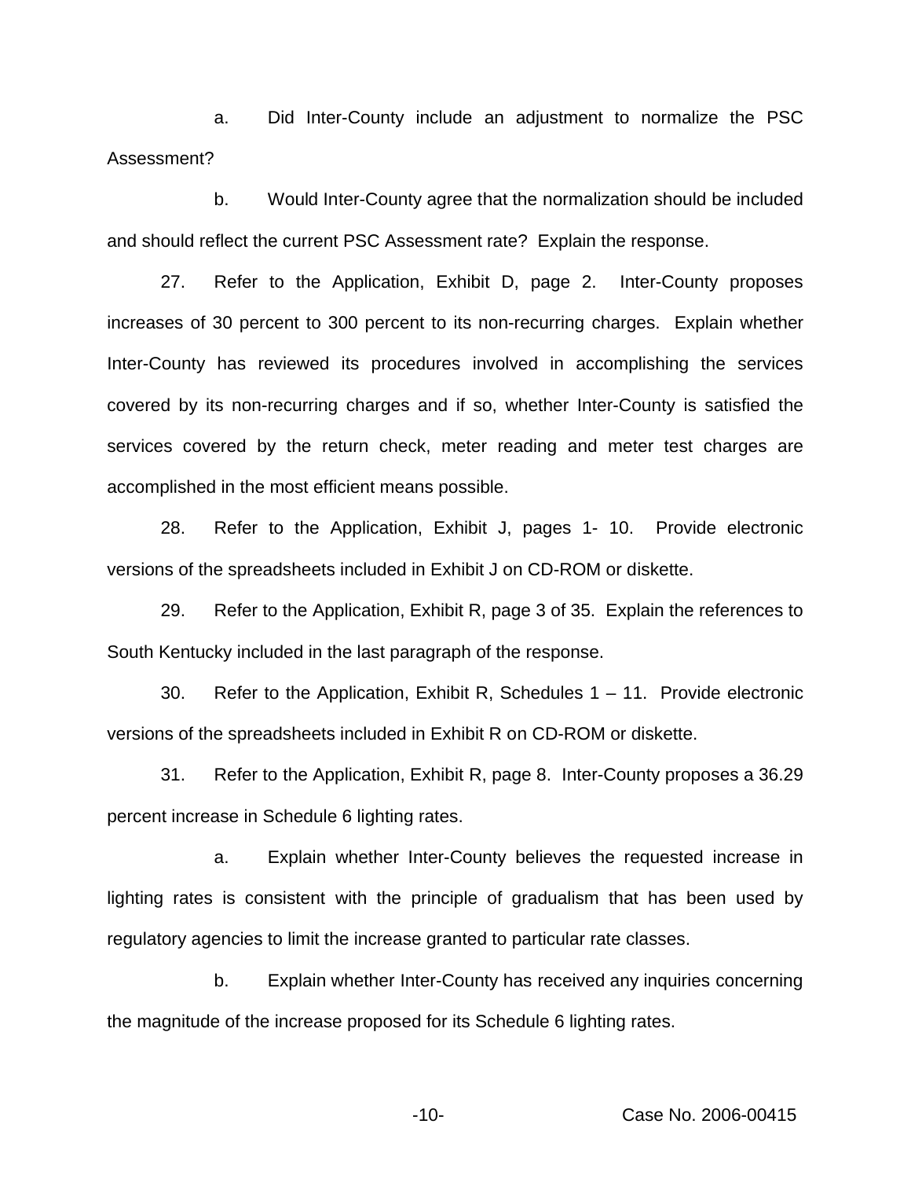a. Did Inter-County include an adjustment to normalize the PSC Assessment?

b. Would Inter-County agree that the normalization should be included and should reflect the current PSC Assessment rate? Explain the response.

27. Refer to the Application, Exhibit D, page 2. Inter-County proposes increases of 30 percent to 300 percent to its non-recurring charges. Explain whether Inter-County has reviewed its procedures involved in accomplishing the services covered by its non-recurring charges and if so, whether Inter-County is satisfied the services covered by the return check, meter reading and meter test charges are accomplished in the most efficient means possible.

28. Refer to the Application, Exhibit J, pages 1- 10. Provide electronic versions of the spreadsheets included in Exhibit J on CD-ROM or diskette.

29. Refer to the Application, Exhibit R, page 3 of 35. Explain the references to South Kentucky included in the last paragraph of the response.

30. Refer to the Application, Exhibit R, Schedules 1 – 11. Provide electronic versions of the spreadsheets included in Exhibit R on CD-ROM or diskette.

31. Refer to the Application, Exhibit R, page 8. Inter-County proposes a 36.29 percent increase in Schedule 6 lighting rates.

a. Explain whether Inter-County believes the requested increase in lighting rates is consistent with the principle of gradualism that has been used by regulatory agencies to limit the increase granted to particular rate classes.

b. Explain whether Inter-County has received any inquiries concerning the magnitude of the increase proposed for its Schedule 6 lighting rates.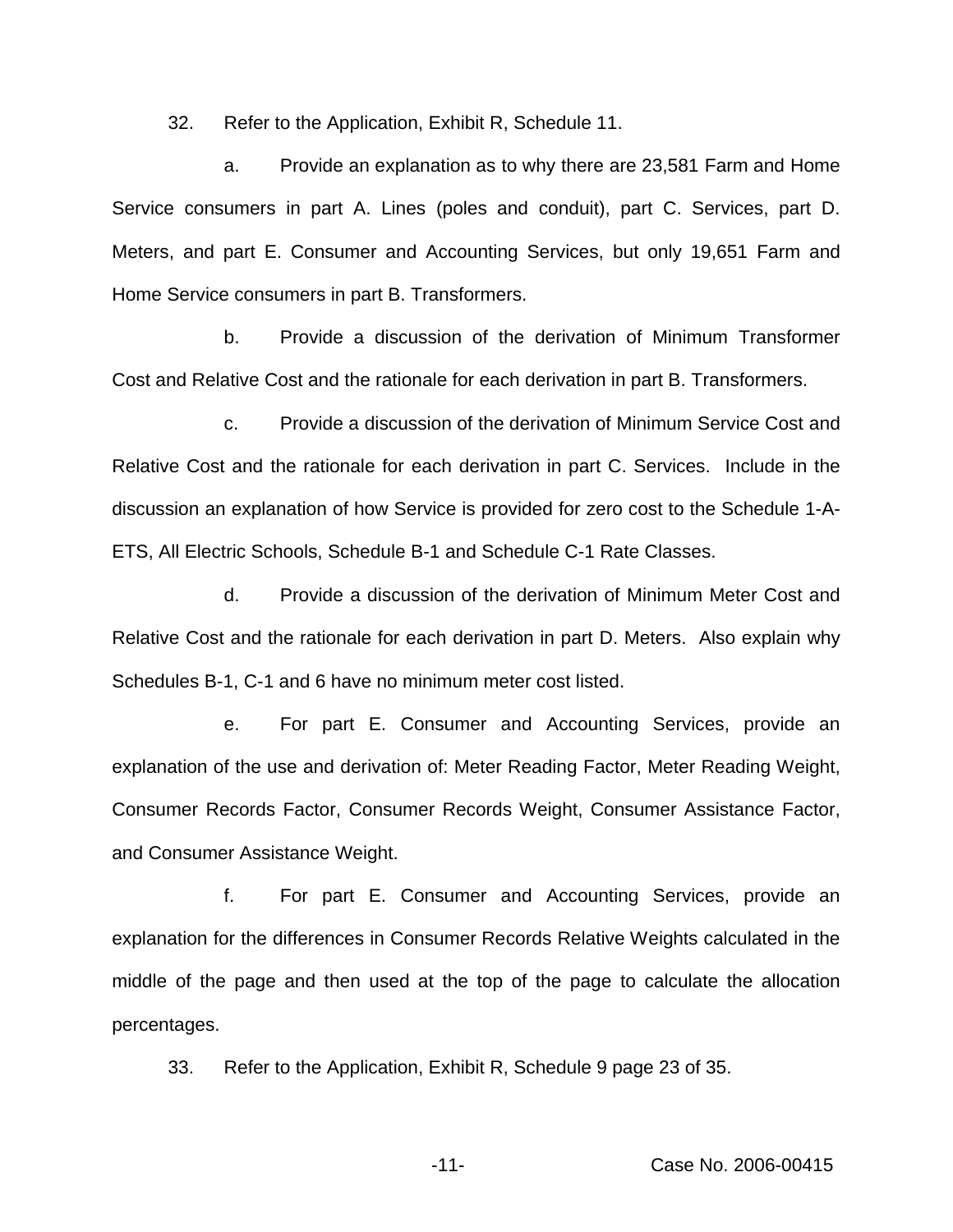32. Refer to the Application, Exhibit R, Schedule 11.

a. Provide an explanation as to why there are 23,581 Farm and Home Service consumers in part A. Lines (poles and conduit), part C. Services, part D. Meters, and part E. Consumer and Accounting Services, but only 19,651 Farm and Home Service consumers in part B. Transformers.

b. Provide a discussion of the derivation of Minimum Transformer Cost and Relative Cost and the rationale for each derivation in part B. Transformers.

c. Provide a discussion of the derivation of Minimum Service Cost and Relative Cost and the rationale for each derivation in part C. Services. Include in the discussion an explanation of how Service is provided for zero cost to the Schedule 1-A-ETS, All Electric Schools, Schedule B-1 and Schedule C-1 Rate Classes.

d. Provide a discussion of the derivation of Minimum Meter Cost and Relative Cost and the rationale for each derivation in part D. Meters. Also explain why Schedules B-1, C-1 and 6 have no minimum meter cost listed.

e. For part E. Consumer and Accounting Services, provide an explanation of the use and derivation of: Meter Reading Factor, Meter Reading Weight, Consumer Records Factor, Consumer Records Weight, Consumer Assistance Factor, and Consumer Assistance Weight.

f. For part E. Consumer and Accounting Services, provide an explanation for the differences in Consumer Records Relative Weights calculated in the middle of the page and then used at the top of the page to calculate the allocation percentages.

33. Refer to the Application, Exhibit R, Schedule 9 page 23 of 35.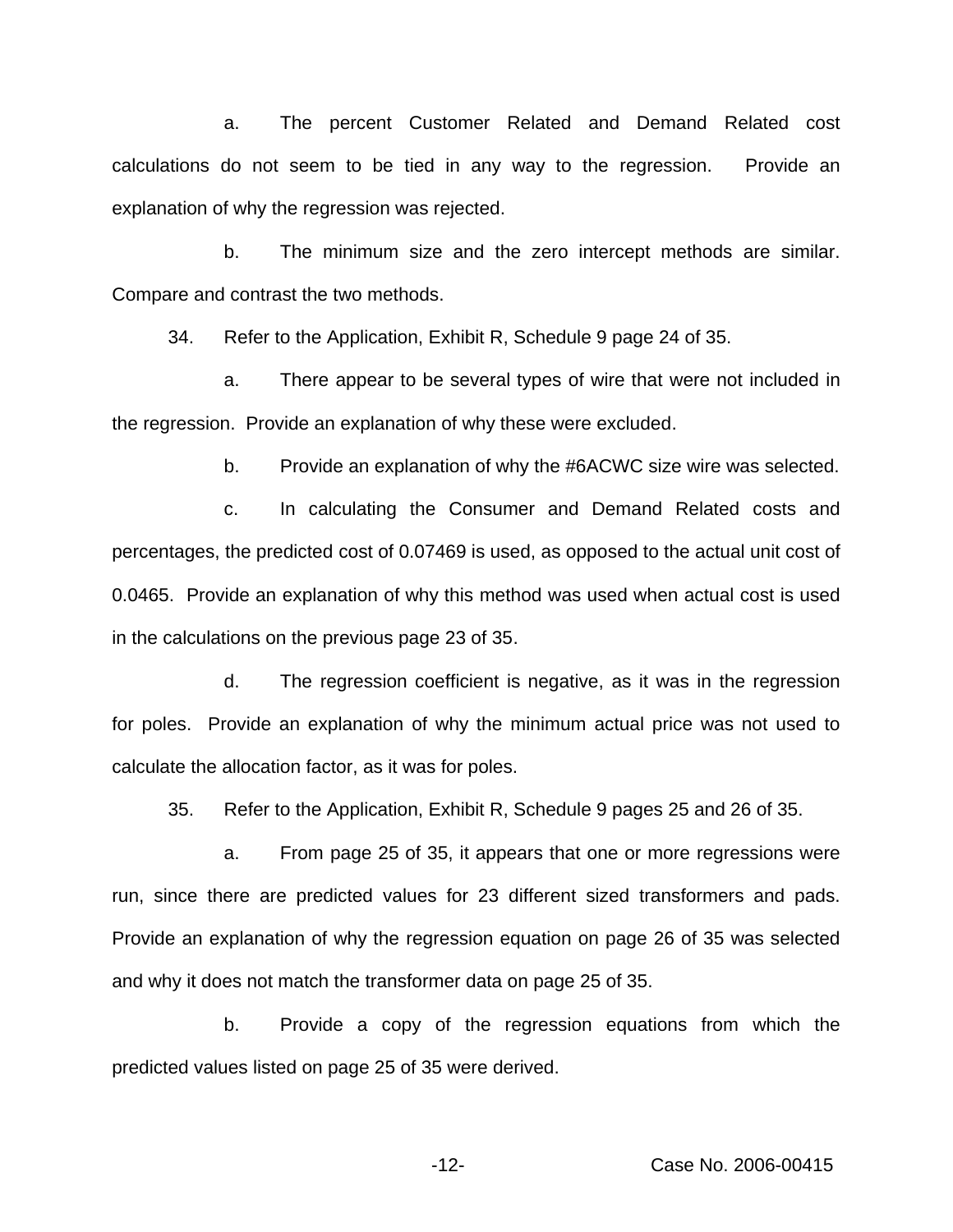a. The percent Customer Related and Demand Related cost calculations do not seem to be tied in any way to the regression. Provide an explanation of why the regression was rejected.

b. The minimum size and the zero intercept methods are similar. Compare and contrast the two methods.

34. Refer to the Application, Exhibit R, Schedule 9 page 24 of 35.

a. There appear to be several types of wire that were not included in the regression. Provide an explanation of why these were excluded.

b. Provide an explanation of why the #6ACWC size wire was selected.

c. In calculating the Consumer and Demand Related costs and percentages, the predicted cost of 0.07469 is used, as opposed to the actual unit cost of 0.0465. Provide an explanation of why this method was used when actual cost is used in the calculations on the previous page 23 of 35.

d. The regression coefficient is negative, as it was in the regression for poles. Provide an explanation of why the minimum actual price was not used to calculate the allocation factor, as it was for poles.

35. Refer to the Application, Exhibit R, Schedule 9 pages 25 and 26 of 35.

a. From page 25 of 35, it appears that one or more regressions were run, since there are predicted values for 23 different sized transformers and pads. Provide an explanation of why the regression equation on page 26 of 35 was selected and why it does not match the transformer data on page 25 of 35.

b. Provide a copy of the regression equations from which the predicted values listed on page 25 of 35 were derived.

Case No. 2006-00415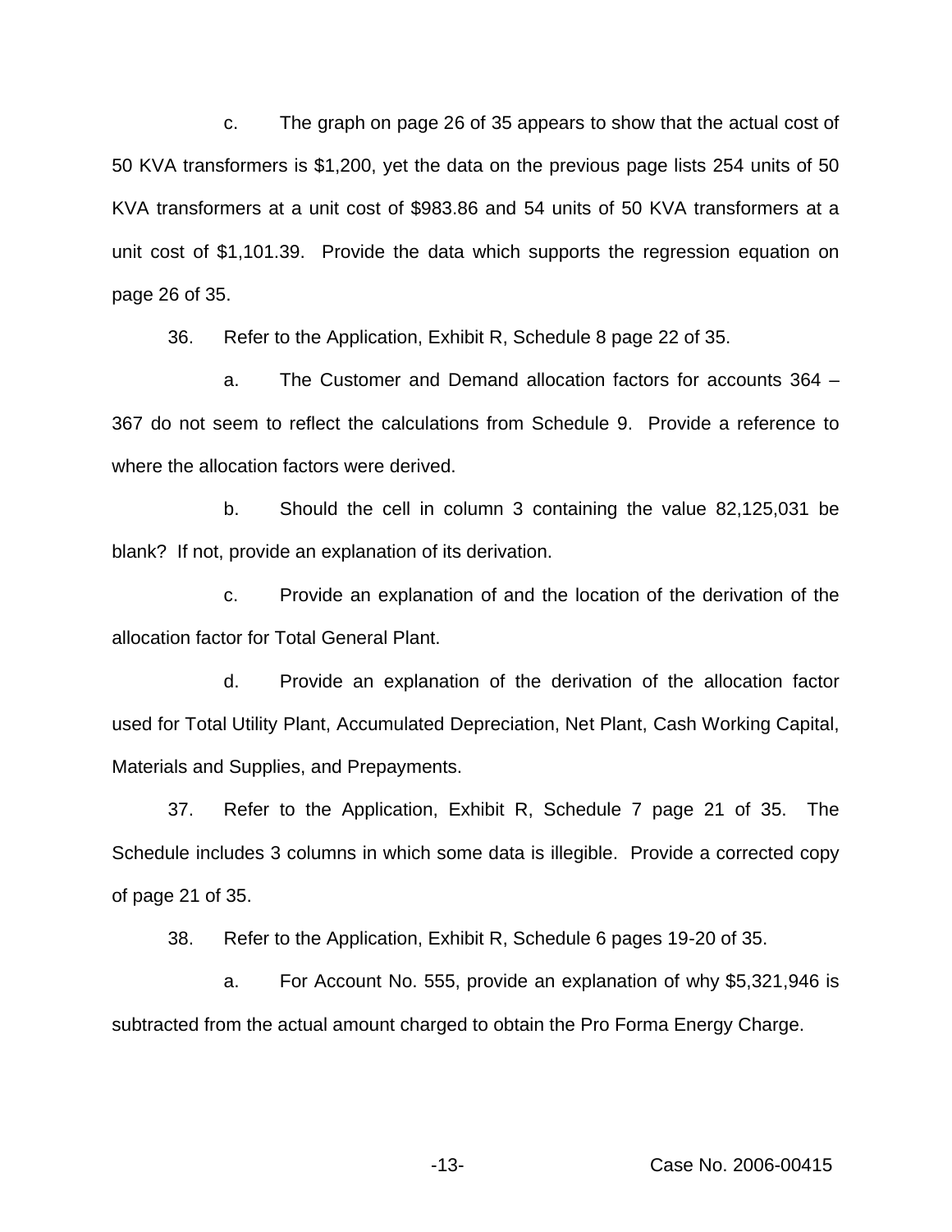c. The graph on page 26 of 35 appears to show that the actual cost of 50 KVA transformers is $1,200, yet the data on the previous page lists 254 units of 50 KVA transformers at a unit cost of $983.86 and 54 units of 50 KVA transformers at a unit cost of $1,101.39. Provide the data which supports the regression equation on page 26 of 35.

36. Refer to the Application, Exhibit R, Schedule 8 page 22 of 35.

a. The Customer and Demand allocation factors for accounts 364 – 367 do not seem to reflect the calculations from Schedule 9. Provide a reference to where the allocation factors were derived.

b. Should the cell in column 3 containing the value 82,125,031 be blank? If not, provide an explanation of its derivation.

c. Provide an explanation of and the location of the derivation of the allocation factor for Total General Plant.

d. Provide an explanation of the derivation of the allocation factor used for Total Utility Plant, Accumulated Depreciation, Net Plant, Cash Working Capital, Materials and Supplies, and Prepayments.

37. Refer to the Application, Exhibit R, Schedule 7 page 21 of 35. The Schedule includes 3 columns in which some data is illegible. Provide a corrected copy of page 21 of 35.

38. Refer to the Application, Exhibit R, Schedule 6 pages 19-20 of 35.

a. For Account No. 555, provide an explanation of why $5,321,946 is subtracted from the actual amount charged to obtain the Pro Forma Energy Charge.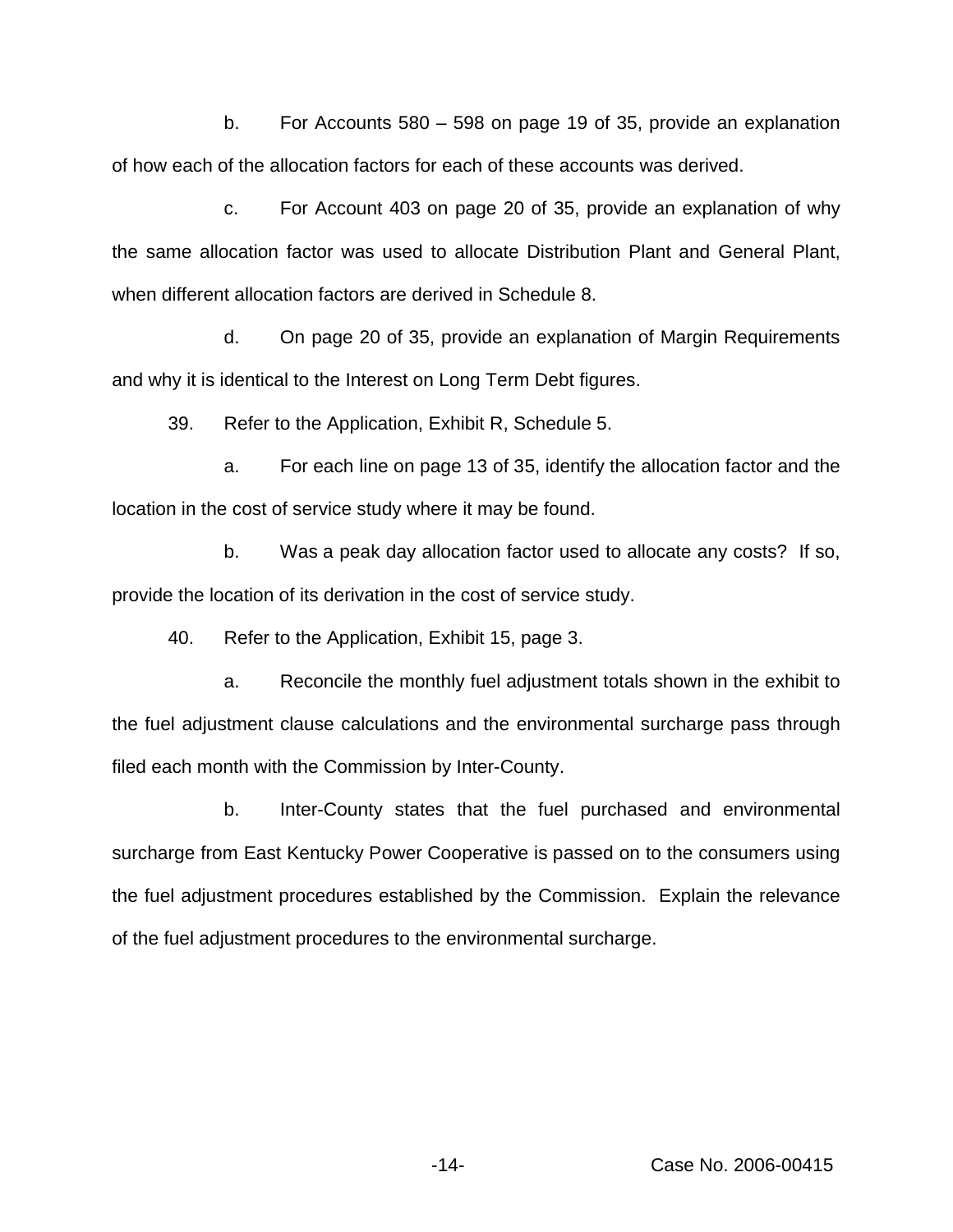b. For Accounts 580 – 598 on page 19 of 35, provide an explanation of how each of the allocation factors for each of these accounts was derived.

c. For Account 403 on page 20 of 35, provide an explanation of why the same allocation factor was used to allocate Distribution Plant and General Plant, when different allocation factors are derived in Schedule 8.

d. On page 20 of 35, provide an explanation of Margin Requirements and why it is identical to the Interest on Long Term Debt figures.

39. Refer to the Application, Exhibit R, Schedule 5.

a. For each line on page 13 of 35, identify the allocation factor and the location in the cost of service study where it may be found.

b. Was a peak day allocation factor used to allocate any costs? If so, provide the location of its derivation in the cost of service study.

40. Refer to the Application, Exhibit 15, page 3.

a. Reconcile the monthly fuel adjustment totals shown in the exhibit to the fuel adjustment clause calculations and the environmental surcharge pass through filed each month with the Commission by Inter-County.

b. Inter-County states that the fuel purchased and environmental surcharge from East Kentucky Power Cooperative is passed on to the consumers using the fuel adjustment procedures established by the Commission. Explain the relevance of the fuel adjustment procedures to the environmental surcharge.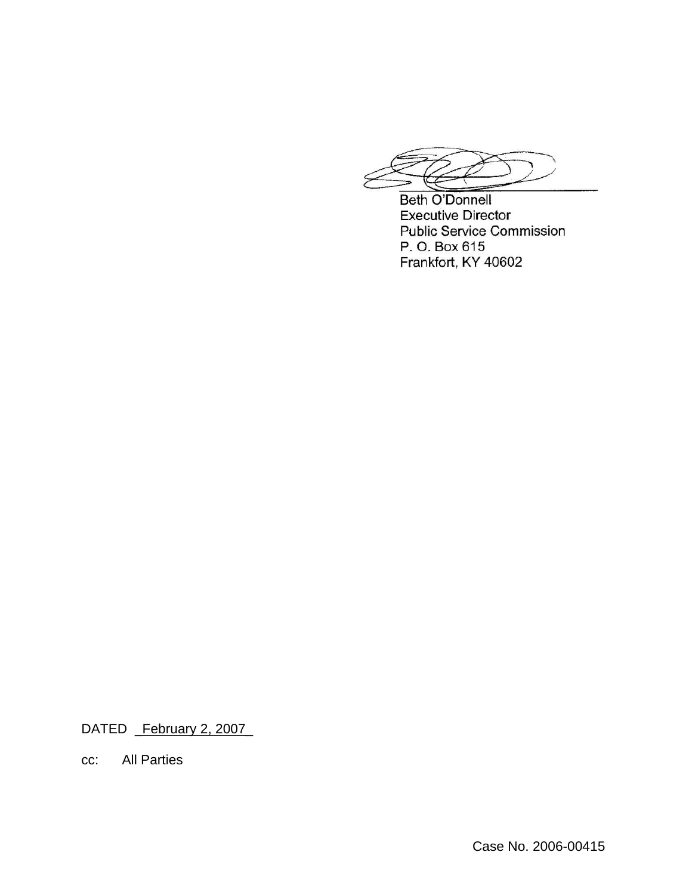Beth O'Donnell
Executive Director
Public Service Commission
P. O. Box 615
Frankfort, KY 40602

DATED _February 2, 2007_

cc: All Parties

Case No. 2006-00415